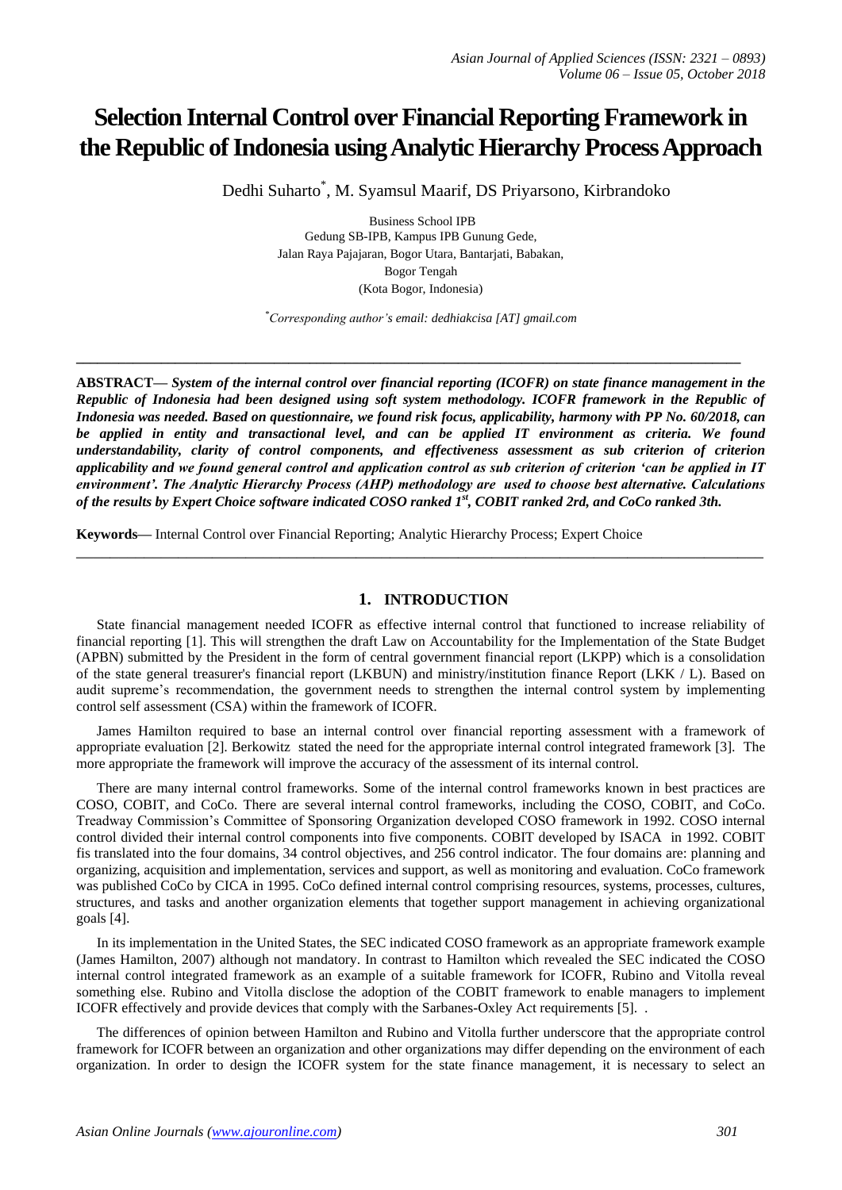# Selection Internal Control over Financial Reporting Framework in the Republic of Indonesia using Analytic Hierarchy Process Approach

Dedhi Suharto*, M. Syamsul Maarif, DS Priyarsono, Kirbrandoko

Business School IPB
Gedung SB-IPB, Kampus IPB Gunung Gede,
Jalan Raya Pajajaran, Bogor Utara, Bantarjati, Babakan,
Bogor Tengah
(Kota Bogor, Indonesia)

*\*Corresponding author's email: dedhiakcisa [AT] gmail.com*

---

**ABSTRACT—** ***System of the internal control over financial reporting (ICOFR) on state finance management in the Republic of Indonesia had been designed using soft system methodology. ICOFR framework in the Republic of Indonesia was needed. Based on questionnaire, we found risk focus, applicability, harmony with PP No. 60/2018, can be applied in entity and transactional level, and can be applied IT environment as criteria. We found understandability, clarity of control components, and effectiveness assessment as sub criterion of criterion applicability and we found general control and application control as sub criterion of criterion 'can be applied in IT environment'. The Analytic Hierarchy Process (AHP) methodology are used to choose best alternative. Calculations of the results by Expert Choice software indicated COSO ranked 1st, COBIT ranked 2rd, and CoCo ranked 3th.***

**Keywords—** Internal Control over Financial Reporting; Analytic Hierarchy Process; Expert Choice

---

## 1. INTRODUCTION

State financial management needed ICOFR as effective internal control that functioned to increase reliability of financial reporting [1]. This will strengthen the draft Law on Accountability for the Implementation of the State Budget (APBN) submitted by the President in the form of central government financial report (LKPP) which is a consolidation of the state general treasurer's financial report (LKBUN) and ministry/institution finance Report (LKK / L). Based on audit supreme's recommendation, the government needs to strengthen the internal control system by implementing control self assessment (CSA) within the framework of ICOFR.

James Hamilton required to base an internal control over financial reporting assessment with a framework of appropriate evaluation [2]. Berkowitz stated the need for the appropriate internal control integrated framework [3]. The more appropriate the framework will improve the accuracy of the assessment of its internal control.

There are many internal control frameworks. Some of the internal control frameworks known in best practices are COSO, COBIT, and CoCo. There are several internal control frameworks, including the COSO, COBIT, and CoCo. Treadway Commission's Committee of Sponsoring Organization developed COSO framework in 1992. COSO internal control divided their internal control components into five components. COBIT developed by ISACA in 1992. COBIT fis translated into the four domains, 34 control objectives, and 256 control indicator. The four domains are: planning and organizing, acquisition and implementation, services and support, as well as monitoring and evaluation. CoCo framework was published CoCo by CICA in 1995. CoCo defined internal control comprising resources, systems, processes, cultures, structures, and tasks and another organization elements that together support management in achieving organizational goals [4].

In its implementation in the United States, the SEC indicated COSO framework as an appropriate framework example (James Hamilton, 2007) although not mandatory. In contrast to Hamilton which revealed the SEC indicated the COSO internal control integrated framework as an example of a suitable framework for ICOFR, Rubino and Vitolla reveal something else. Rubino and Vitolla disclose the adoption of the COBIT framework to enable managers to implement ICOFR effectively and provide devices that comply with the Sarbanes-Oxley Act requirements [5]. .

The differences of opinion between Hamilton and Rubino and Vitolla further underscore that the appropriate control framework for ICOFR between an organization and other organizations may differ depending on the environment of each organization. In order to design the ICOFR system for the state finance management, it is necessary to select an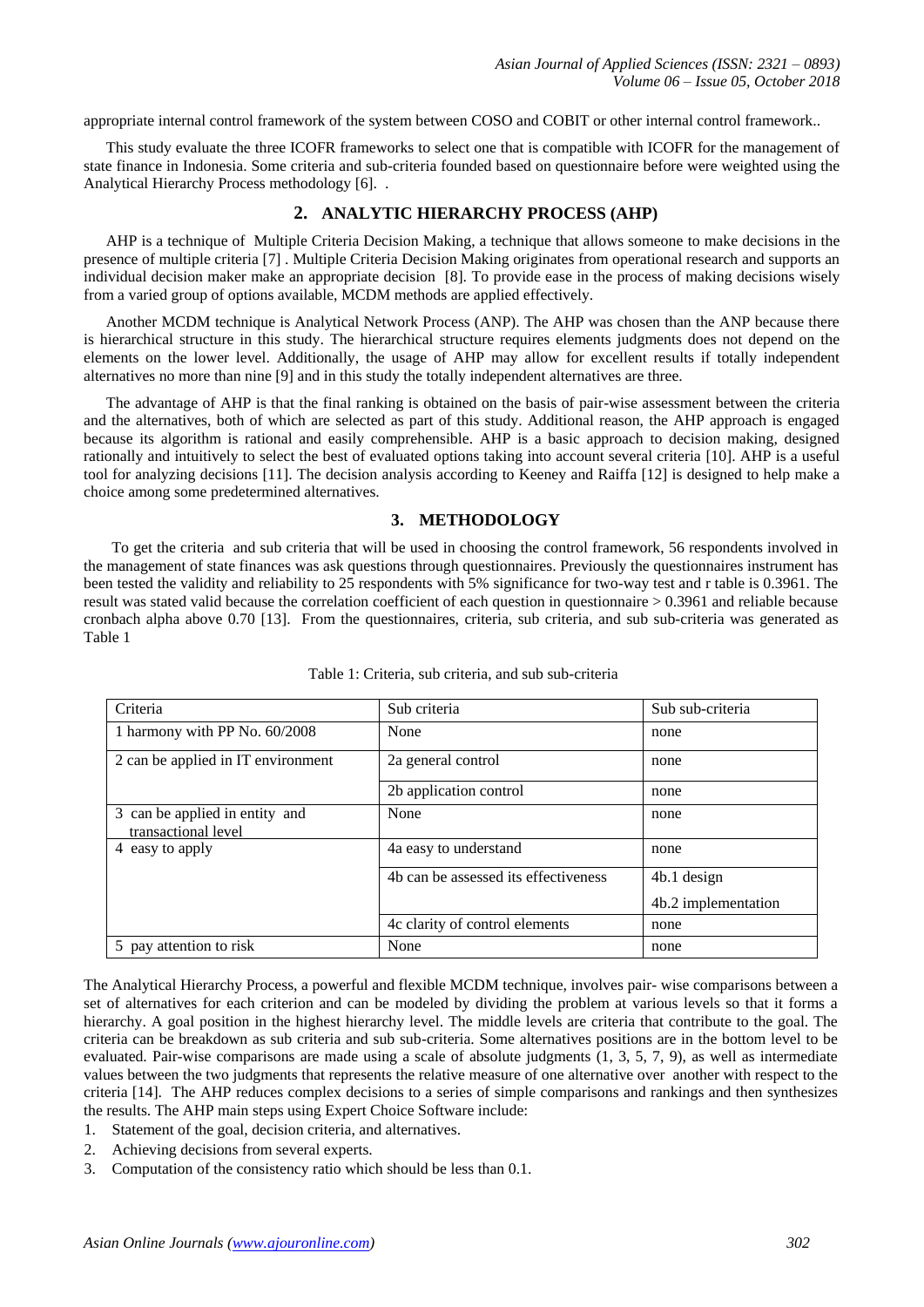appropriate internal control framework of the system between COSO and COBIT or other internal control framework..

This study evaluate the three ICOFR frameworks to select one that is compatible with ICOFR for the management of state finance in Indonesia. Some criteria and sub-criteria founded based on questionnaire before were weighted using the Analytical Hierarchy Process methodology [6]. .

## 2. ANALYTIC HIERARCHY PROCESS (AHP)

AHP is a technique of Multiple Criteria Decision Making, a technique that allows someone to make decisions in the presence of multiple criteria [7] . Multiple Criteria Decision Making originates from operational research and supports an individual decision maker make an appropriate decision [8]. To provide ease in the process of making decisions wisely from a varied group of options available, MCDM methods are applied effectively.

Another MCDM technique is Analytical Network Process (ANP). The AHP was chosen than the ANP because there is hierarchical structure in this study. The hierarchical structure requires elements judgments does not depend on the elements on the lower level. Additionally, the usage of AHP may allow for excellent results if totally independent alternatives no more than nine [9] and in this study the totally independent alternatives are three.

The advantage of AHP is that the final ranking is obtained on the basis of pair-wise assessment between the criteria and the alternatives, both of which are selected as part of this study. Additional reason, the AHP approach is engaged because its algorithm is rational and easily comprehensible. AHP is a basic approach to decision making, designed rationally and intuitively to select the best of evaluated options taking into account several criteria [10]. AHP is a useful tool for analyzing decisions [11]. The decision analysis according to Keeney and Raiffa [12] is designed to help make a choice among some predetermined alternatives.

## 3. METHODOLOGY

To get the criteria and sub criteria that will be used in choosing the control framework, 56 respondents involved in the management of state finances was ask questions through questionnaires. Previously the questionnaires instrument has been tested the validity and reliability to 25 respondents with 5% significance for two-way test and r table is 0.3961. The result was stated valid because the correlation coefficient of each question in questionnaire > 0.3961 and reliable because cronbach alpha above 0.70 [13]. From the questionnaires, criteria, sub criteria, and sub sub-criteria was generated as Table 1

Table 1: Criteria, sub criteria, and sub sub-criteria

| Criteria | Sub criteria | Sub sub-criteria |
|---|---|---|
| 1 harmony with PP No. 60/2008 | None | none |
| 2 can be applied in IT environment | 2a general control | none |
| | 2b application control | none |
| 3 can be applied in entity and transactional level | None | none |
| 4 easy to apply | 4a easy to understand | none |
| | 4b can be assessed its effectiveness | 4b.1 design<br>4b.2 implementation |
| | 4c clarity of control elements | none |
| 5 pay attention to risk | None | none |

The Analytical Hierarchy Process, a powerful and flexible MCDM technique, involves pair- wise comparisons between a set of alternatives for each criterion and can be modeled by dividing the problem at various levels so that it forms a hierarchy. A goal position in the highest hierarchy level. The middle levels are criteria that contribute to the goal. The criteria can be breakdown as sub criteria and sub sub-criteria. Some alternatives positions are in the bottom level to be evaluated. Pair-wise comparisons are made using a scale of absolute judgments (1, 3, 5, 7, 9), as well as intermediate values between the two judgments that represents the relative measure of one alternative over another with respect to the criteria [14]. The AHP reduces complex decisions to a series of simple comparisons and rankings and then synthesizes the results. The AHP main steps using Expert Choice Software include:

1. Statement of the goal, decision criteria, and alternatives.
2. Achieving decisions from several experts.
3. Computation of the consistency ratio which should be less than 0.1.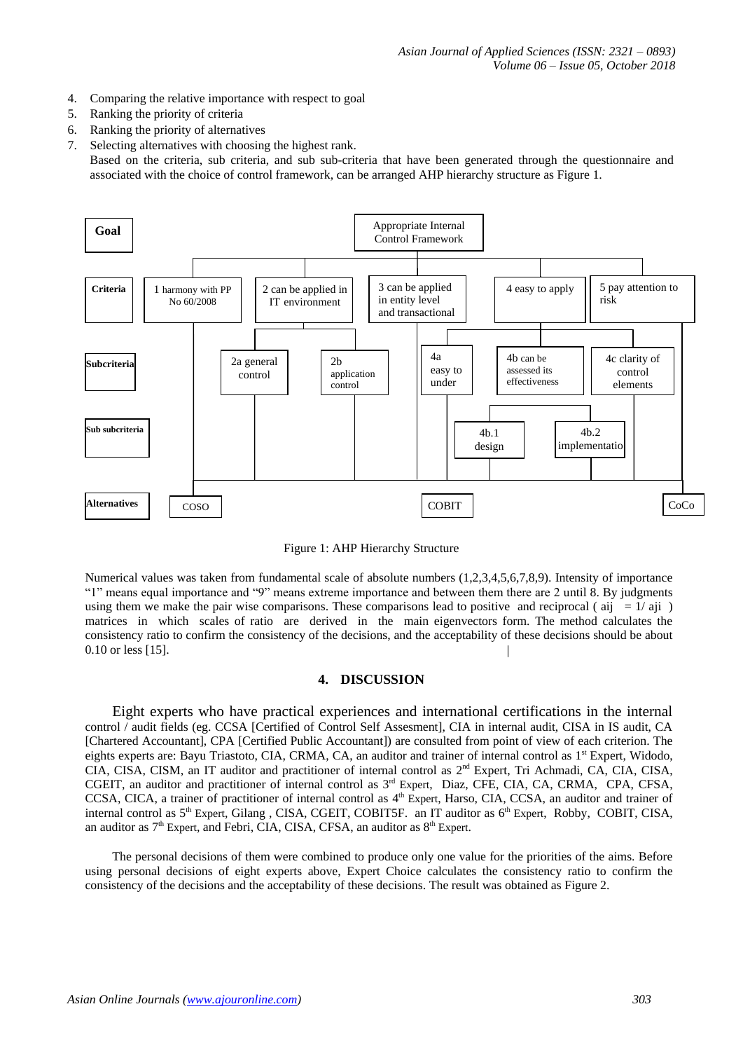4. Comparing the relative importance with respect to goal
5. Ranking the priority of criteria
6. Ranking the priority of alternatives
7. Selecting alternatives with choosing the highest rank.

   Based on the criteria, sub criteria, and sub sub-criteria that have been generated through the questionnaire and associated with the choice of control framework, can be arranged AHP hierarchy structure as Figure 1.

**Goal**: Appropriate Internal Control Framework

**Criteria**: 1 harmony with PP No 60/2008; 2 can be applied in IT environment; 3 can be applied in entity level and transactional; 4 easy to apply; 5 pay attention to risk

**Subcriteria**: 2a general control; 2b application control; 4a easy to under; 4b can be assessed its effectiveness; 4c clarity of control elements

**Sub subcriteria**: 4b.1 design; 4b.2 implementatio

**Alternatives**: COSO; COBIT; CoCo

Figure 1: AHP Hierarchy Structure

Numerical values was taken from fundamental scale of absolute numbers (1,2,3,4,5,6,7,8,9). Intensity of importance "1" means equal importance and "9" means extreme importance and between them there are 2 until 8. By judgments using them we make the pair wise comparisons. These comparisons lead to positive and reciprocal ( $a_{ij} = 1/a_{ji}$ ) matrices in which scales of ratio are derived in the main eigenvectors form. The method calculates the consistency ratio to confirm the consistency of the decisions, and the acceptability of these decisions should be about 0.10 or less [15].

## 4. DISCUSSION

Eight experts who have practical experiences and international certifications in the internal control / audit fields (eg. CCSA [Certified of Control Self Assesment], CIA in internal audit, CISA in IS audit, CA [Chartered Accountant], CPA [Certified Public Accountant]) are consulted from point of view of each criterion. The eights experts are: Bayu Triastoto, CIA, CRMA, CA, an auditor and trainer of internal control as 1st Expert, Widodo, CIA, CISA, CISM, an IT auditor and practitioner of internal control as 2nd Expert, Tri Achmadi, CA, CIA, CISA, CGEIT, an auditor and practitioner of internal control as 3rd Expert, Diaz, CFE, CIA, CA, CRMA, CPA, CFSA, CCSA, CICA, a trainer of practitioner of internal control as 4th Expert, Harso, CIA, CCSA, an auditor and trainer of internal control as 5th Expert, Gilang , CISA, CGEIT, COBIT5F. an IT auditor as 6th Expert, Robby, COBIT, CISA, an auditor as 7th Expert, and Febri, CIA, CISA, CFSA, an auditor as 8th Expert.

The personal decisions of them were combined to produce only one value for the priorities of the aims. Before using personal decisions of eight experts above, Expert Choice calculates the consistency ratio to confirm the consistency of the decisions and the acceptability of these decisions. The result was obtained as Figure 2.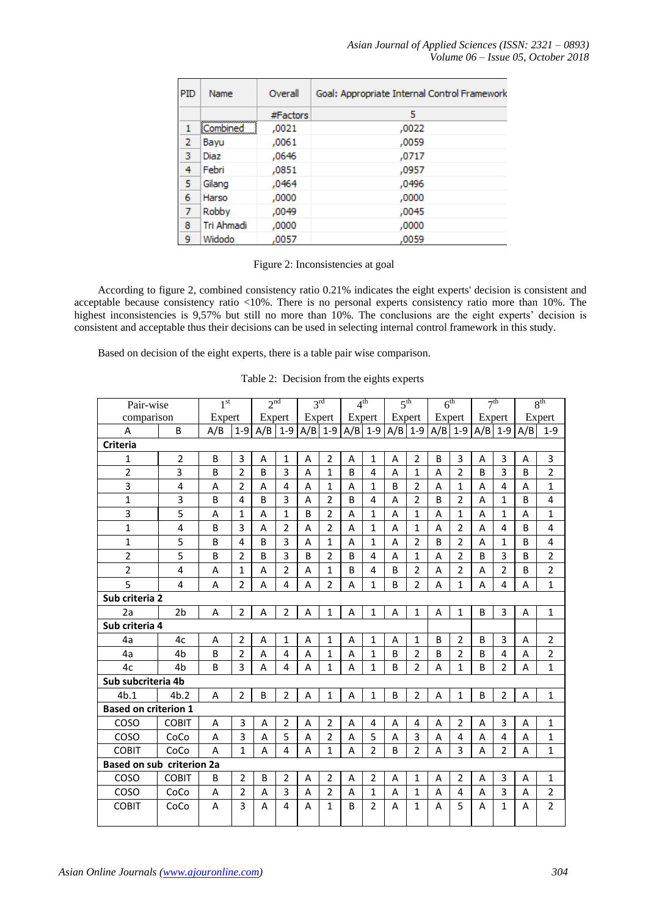| PID | Name | Overall | Goal: Appropriate Internal Control Framework |
|---|---|---|---|
| | | #Factors | 5 |
| 1 | Combined | ,0021 | ,0022 |
| 2 | Bayu | ,0061 | ,0059 |
| 3 | Diaz | ,0646 | ,0717 |
| 4 | Febri | ,0851 | ,0957 |
| 5 | Gilang | ,0464 | ,0496 |
| 6 | Harso | ,0000 | ,0000 |
| 7 | Robby | ,0049 | ,0045 |
| 8 | Tri Ahmadi | ,0000 | ,0000 |
| 9 | Widodo | ,0057 | ,0059 |

Figure 2: Inconsistencies at goal

According to figure 2, combined consistency ratio 0.21% indicates the eight experts' decision is consistent and acceptable because consistency ratio <10%. There is no personal experts consistency ratio more than 10%. The highest inconsistencies is 9,57% but still no more than 10%. The conclusions are the eight experts' decision is consistent and acceptable thus their decisions can be used in selecting internal control framework in this study.

Based on decision of the eight experts, there is a table pair wise comparison.

Table 2: Decision from the eights experts

| Pair-wise comparison | | 1st Expert | | 2nd Expert | | 3rd Expert | | 4th Expert | | 5th Expert | | 6th Expert | | 7th Expert | | 8th Expert | |
|---|---|---|---|---|---|---|---|---|---|---|---|---|---|---|---|---|---|
| A | B | A/B | 1-9 | A/B | 1-9 | A/B | 1-9 | A/B | 1-9 | A/B | 1-9 | A/B | 1-9 | A/B | 1-9 | A/B | 1-9 |
| **Criteria** | | | | | | | | | | | | | | | | | |
| 1 | 2 | B | 3 | A | 1 | A | 2 | A | 1 | A | 2 | B | 3 | A | 3 | A | 3 |
| 2 | 3 | B | 2 | B | 3 | A | 1 | B | 4 | A | 1 | A | 2 | B | 3 | B | 2 |
| 3 | 4 | A | 2 | A | 4 | A | 1 | A | 1 | B | 2 | A | 1 | A | 4 | A | 1 |
| 1 | 3 | B | 4 | B | 3 | A | 2 | B | 4 | A | 2 | B | 2 | A | 1 | B | 4 |
| 3 | 5 | A | 1 | A | 1 | B | 2 | A | 1 | A | 1 | A | 1 | A | 1 | A | 1 |
| 1 | 4 | B | 3 | A | 2 | A | 2 | A | 1 | A | 1 | A | 2 | A | 4 | B | 4 |
| 1 | 5 | B | 4 | B | 3 | A | 1 | A | 1 | A | 2 | B | 2 | A | 1 | B | 4 |
| 2 | 5 | B | 2 | B | 3 | B | 2 | B | 4 | A | 1 | A | 2 | B | 3 | B | 2 |
| 2 | 4 | A | 1 | A | 2 | A | 1 | B | 4 | B | 2 | A | 2 | A | 2 | B | 2 |
| 5 | 4 | A | 2 | A | 4 | A | 2 | A | 1 | B | 2 | A | 1 | A | 4 | A | 1 |
| **Sub criteria 2** | | | | | | | | | | | | | | | | | |
| 2a | 2b | A | 2 | A | 2 | A | 1 | A | 1 | A | 1 | A | 1 | B | 3 | A | 1 |
| **Sub criteria 4** | | | | | | | | | | | | | | | | | |
| 4a | 4c | A | 2 | A | 1 | A | 1 | A | 1 | A | 1 | B | 2 | B | 3 | A | 2 |
| 4a | 4b | B | 2 | A | 4 | A | 1 | A | 1 | B | 2 | B | 2 | B | 4 | A | 2 |
| 4c | 4b | B | 3 | A | 4 | A | 1 | A | 1 | B | 2 | A | 1 | B | 2 | A | 1 |
| **Sub subcriteria 4b** | | | | | | | | | | | | | | | | | |
| 4b.1 | 4b.2 | A | 2 | B | 2 | A | 1 | A | 1 | B | 2 | A | 1 | B | 2 | A | 1 |
| **Based on criterion 1** | | | | | | | | | | | | | | | | | |
| COSO | COBIT | A | 3 | A | 2 | A | 2 | A | 4 | A | 4 | A | 2 | A | 3 | A | 1 |
| COSO | CoCo | A | 3 | A | 5 | A | 2 | A | 5 | A | 3 | A | 4 | A | 4 | A | 1 |
| COBIT | CoCo | A | 1 | A | 4 | A | 1 | A | 2 | B | 2 | A | 3 | A | 2 | A | 1 |
| **Based on sub criterion 2a** | | | | | | | | | | | | | | | | | |
| COSO | COBIT | B | 2 | B | 2 | A | 2 | A | 2 | A | 1 | A | 2 | A | 3 | A | 1 |
| COSO | CoCo | A | 2 | A | 3 | A | 2 | A | 1 | A | 1 | A | 4 | A | 3 | A | 2 |
| COBIT | CoCo | A | 3 | A | 4 | A | 1 | B | 2 | A | 1 | A | 5 | A | 1 | A | 2 |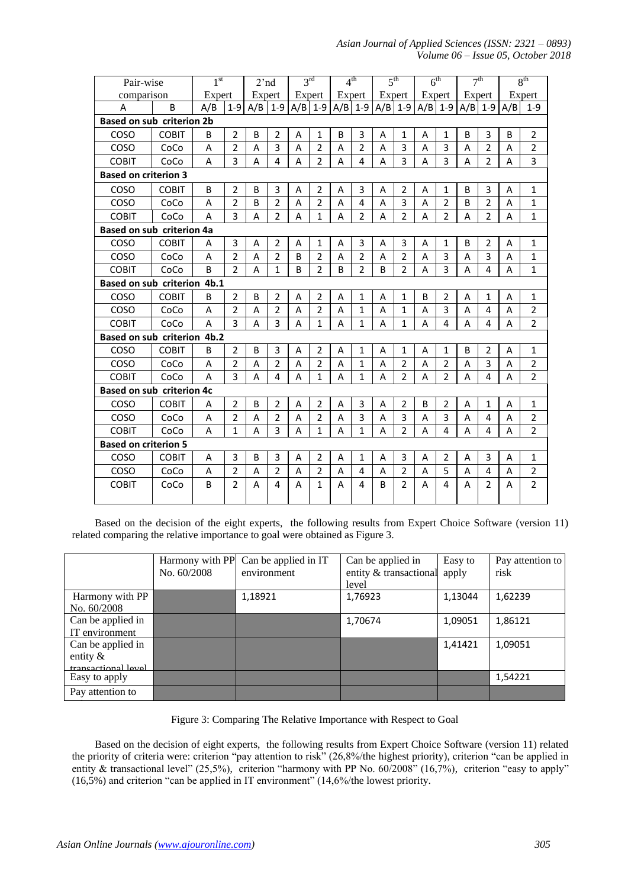| Pair-wise comparison | | 1st Expert | | 2'nd Expert | | 3rd Expert | | 4th Expert | | 5th Expert | | 6th Expert | | 7th Expert | | 8th Expert | |
|---|---|---|---|---|---|---|---|---|---|---|---|---|---|---|---|---|---|
| A | B | A/B | 1-9 | A/B | 1-9 | A/B | 1-9 | A/B | 1-9 | A/B | 1-9 | A/B | 1-9 | A/B | 1-9 | A/B | 1-9 |
| **Based on sub criterion 2b** | | | | | | | | | | | | | | | | | |
| COSO | COBIT | B | 2 | B | 2 | A | 1 | B | 3 | A | 1 | A | 1 | B | 3 | B | 2 |
| COSO | CoCo | A | 2 | A | 3 | A | 2 | A | 2 | A | 3 | A | 3 | A | 2 | A | 2 |
| COBIT | CoCo | A | 3 | A | 4 | A | 2 | A | 4 | A | 3 | A | 3 | A | 2 | A | 3 |
| **Based on criterion 3** | | | | | | | | | | | | | | | | | |
| COSO | COBIT | B | 2 | B | 3 | A | 2 | A | 3 | A | 2 | A | 1 | B | 3 | A | 1 |
| COSO | CoCo | A | 2 | B | 2 | A | 2 | A | 4 | A | 3 | A | 2 | B | 2 | A | 1 |
| COBIT | CoCo | A | 3 | A | 2 | A | 1 | A | 2 | A | 2 | A | 2 | A | 2 | A | 1 |
| **Based on sub criterion 4a** | | | | | | | | | | | | | | | | | |
| COSO | COBIT | A | 3 | A | 2 | A | 1 | A | 3 | A | 3 | A | 1 | B | 2 | A | 1 |
| COSO | CoCo | A | 2 | A | 2 | B | 2 | A | 2 | A | 2 | A | 3 | A | 3 | A | 1 |
| COBIT | CoCo | B | 2 | A | 1 | B | 2 | B | 2 | B | 2 | A | 3 | A | 4 | A | 1 |
| **Based on sub criterion 4b.1** | | | | | | | | | | | | | | | | | |
| COSO | COBIT | B | 2 | B | 2 | A | 2 | A | 1 | A | 1 | B | 2 | A | 1 | A | 1 |
| COSO | CoCo | A | 2 | A | 2 | A | 2 | A | 1 | A | 1 | A | 3 | A | 4 | A | 2 |
| COBIT | CoCo | A | 3 | A | 3 | A | 1 | A | 1 | A | 1 | A | 4 | A | 4 | A | 2 |
| **Based on sub criterion 4b.2** | | | | | | | | | | | | | | | | | |
| COSO | COBIT | B | 2 | B | 3 | A | 2 | A | 1 | A | 1 | A | 1 | B | 2 | A | 1 |
| COSO | CoCo | A | 2 | A | 2 | A | 2 | A | 1 | A | 2 | A | 2 | A | 3 | A | 2 |
| COBIT | CoCo | A | 3 | A | 4 | A | 1 | A | 1 | A | 2 | A | 2 | A | 4 | A | 2 |
| **Based on sub criterion 4c** | | | | | | | | | | | | | | | | | |
| COSO | COBIT | A | 2 | B | 2 | A | 2 | A | 3 | A | 2 | B | 2 | A | 1 | A | 1 |
| COSO | CoCo | A | 2 | A | 2 | A | 2 | A | 3 | A | 3 | A | 3 | A | 4 | A | 2 |
| COBIT | CoCo | A | 1 | A | 3 | A | 1 | A | 1 | A | 2 | A | 4 | A | 4 | A | 2 |
| **Based on criterion 5** | | | | | | | | | | | | | | | | | |
| COSO | COBIT | A | 3 | B | 3 | A | 2 | A | 1 | A | 3 | A | 2 | A | 3 | A | 1 |
| COSO | CoCo | A | 2 | A | 2 | A | 2 | A | 4 | A | 2 | A | 5 | A | 4 | A | 2 |
| COBIT | CoCo | B | 2 | A | 4 | A | 1 | A | 4 | B | 2 | A | 4 | A | 2 | A | 2 |

Based on the decision of the eight experts, the following results from Expert Choice Software (version 11) related comparing the relative importance to goal were obtained as Figure 3.

| | Harmony with PP No. 60/2008 | Can be applied in IT environment | Can be applied in entity & transactional level | Easy to apply | Pay attention to risk |
|---|---|---|---|---|---|
| Harmony with PP No. 60/2008 | | 1,18921 | 1,76923 | 1,13044 | 1,62239 |
| Can be applied in IT environment | | | 1,70674 | 1,09051 | 1,86121 |
| Can be applied in entity & transactional level | | | | 1,41421 | 1,09051 |
| Easy to apply | | | | | 1,54221 |
| Pay attention to risk | | | | | |

Figure 3: Comparing The Relative Importance with Respect to Goal

Based on the decision of eight experts, the following results from Expert Choice Software (version 11) related the priority of criteria were: criterion "pay attention to risk" (26,8%/the highest priority), criterion "can be applied in entity & transactional level" (25,5%), criterion "harmony with PP No. 60/2008" (16,7%), criterion "easy to apply" (16,5%) and criterion "can be applied in IT environment" (14,6%/the lowest priority.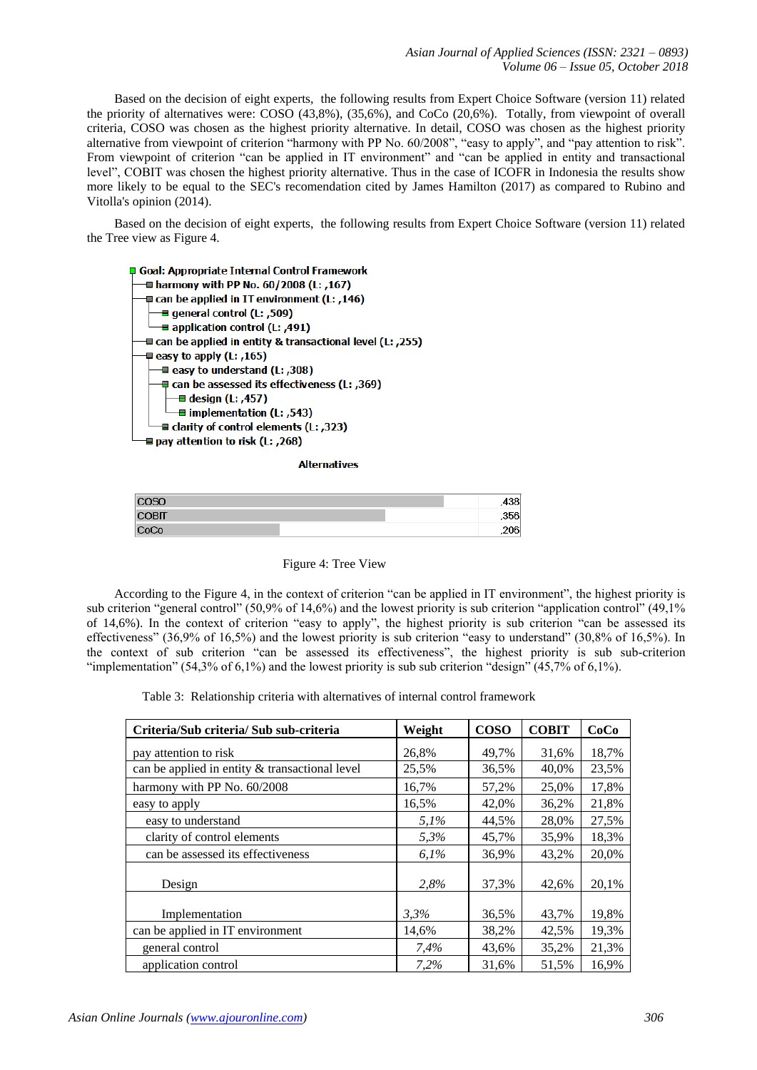Based on the decision of eight experts, the following results from Expert Choice Software (version 11) related the priority of alternatives were: COSO (43,8%), (35,6%), and CoCo (20,6%). Totally, from viewpoint of overall criteria, COSO was chosen as the highest priority alternative. In detail, COSO was chosen as the highest priority alternative from viewpoint of criterion "harmony with PP No. 60/2008", "easy to apply", and "pay attention to risk". From viewpoint of criterion "can be applied in IT environment" and "can be applied in entity and transactional level", COBIT was chosen the highest priority alternative. Thus in the case of ICOFR in Indonesia the results show more likely to be equal to the SEC's recomendation cited by James Hamilton (2017) as compared to Rubino and Vitolla's opinion (2014).

Based on the decision of eight experts, the following results from Expert Choice Software (version 11) related the Tree view as Figure 4.

- **Goal: Appropriate Internal Control Framework**
  - harmony with PP No. 60/2008 (L: ,167)
  - can be applied in IT environment (L: ,146)
    - general control (L: ,509)
    - application control (L: ,491)
  - can be applied in entity & transactional level (L: ,255)
  - easy to apply (L: ,165)
    - easy to understand (L: ,308)
    - can be assessed its effectiveness (L: ,369)
      - design (L: ,457)
      - implementation (L: ,543)
    - clarity of control elements (L: ,323)
  - pay attention to risk (L: ,268)

**Alternatives**

| | |
|---|---|
| COSO | ,438 |
| COBIT | ,356 |
| CoCo | ,206 |

Figure 4: Tree View

According to the Figure 4, in the context of criterion "can be applied in IT environment", the highest priority is sub criterion "general control" (50,9% of 14,6%) and the lowest priority is sub criterion "application control" (49,1% of 14,6%). In the context of criterion "easy to apply", the highest priority is sub criterion "can be assessed its effectiveness" (36,9% of 16,5%) and the lowest priority is sub criterion "easy to understand" (30,8% of 16,5%). In the context of sub criterion "can be assessed its effectiveness", the highest priority is sub sub-criterion "implementation" (54,3% of 6,1%) and the lowest priority is sub sub criterion "design" (45,7% of 6,1%).

Table 3: Relationship criteria with alternatives of internal control framework

| Criteria/Sub criteria/ Sub sub-criteria | Weight | COSO | COBIT | CoCo |
|---|---|---|---|---|
| pay attention to risk | 26,8% | 49,7% | 31,6% | 18,7% |
| can be applied in entity & transactional level | 25,5% | 36,5% | 40,0% | 23,5% |
| harmony with PP No. 60/2008 | 16,7% | 57,2% | 25,0% | 17,8% |
| easy to apply | 16,5% | 42,0% | 36,2% | 21,8% |
| easy to understand | *5,1%* | 44,5% | 28,0% | 27,5% |
| clarity of control elements | *5,3%* | 45,7% | 35,9% | 18,3% |
| can be assessed its effectiveness | *6,1%* | 36,9% | 43,2% | 20,0% |
| Design | *2,8%* | 37,3% | 42,6% | 20,1% |
| Implementation | *3,3%* | 36,5% | 43,7% | 19,8% |
| can be applied in IT environment | 14,6% | 38,2% | 42,5% | 19,3% |
| general control | *7,4%* | 43,6% | 35,2% | 21,3% |
| application control | *7,2%* | 31,6% | 51,5% | 16,9% |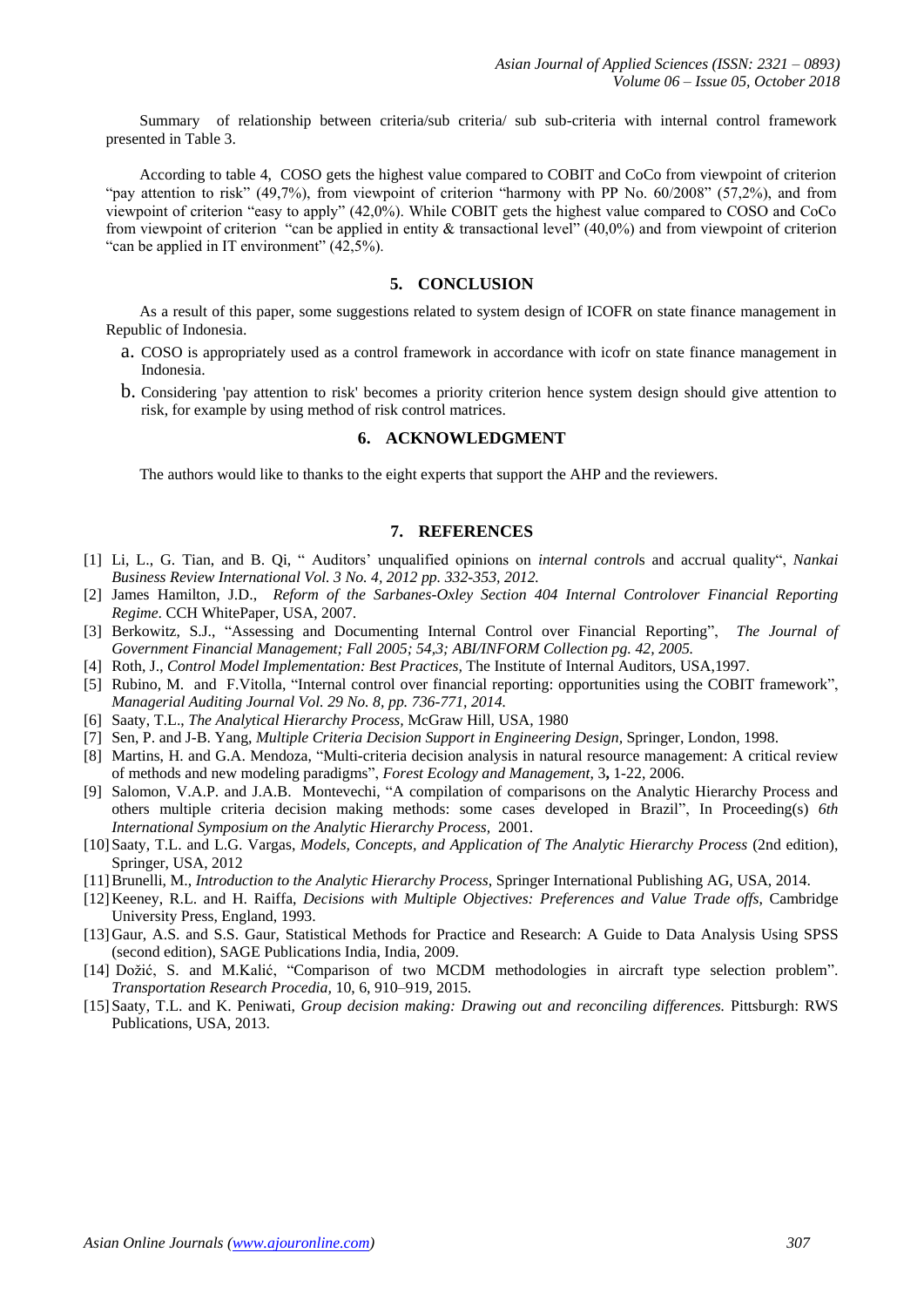Summary of relationship between criteria/sub criteria/ sub sub-criteria with internal control framework presented in Table 3.

According to table 4, COSO gets the highest value compared to COBIT and CoCo from viewpoint of criterion "pay attention to risk" (49,7%), from viewpoint of criterion "harmony with PP No. 60/2008" (57,2%), and from viewpoint of criterion "easy to apply" (42,0%). While COBIT gets the highest value compared to COSO and CoCo from viewpoint of criterion "can be applied in entity & transactional level" (40,0%) and from viewpoint of criterion "can be applied in IT environment" (42,5%).

## 5. CONCLUSION

As a result of this paper, some suggestions related to system design of ICOFR on state finance management in Republic of Indonesia.

a. COSO is appropriately used as a control framework in accordance with icofr on state finance management in Indonesia.

b. Considering 'pay attention to risk' becomes a priority criterion hence system design should give attention to risk, for example by using method of risk control matrices.

## 6. ACKNOWLEDGMENT

The authors would like to thanks to the eight experts that support the AHP and the reviewers.

## 7. REFERENCES

[1] Li, L., G. Tian, and B. Qi, " Auditors' unqualified opinions on *internal control*s and accrual quality", *Nankai Business Review International Vol. 3 No. 4, 2012 pp. 332-353, 2012.*

[2] James Hamilton, J.D., *Reform of the Sarbanes-Oxley Section 404 Internal Controlover Financial Reporting Regime*. CCH WhitePaper, USA, 2007.

[3] Berkowitz, S.J., "Assessing and Documenting Internal Control over Financial Reporting", *The Journal of Government Financial Management; Fall 2005; 54,3; ABI/INFORM Collection pg. 42, 2005.*

[4] Roth, J., *Control Model Implementation: Best Practices*, The Institute of Internal Auditors, USA,1997.

[5] Rubino, M. and F.Vitolla, "Internal control over financial reporting: opportunities using the COBIT framework", *Managerial Auditing Journal Vol. 29 No. 8, pp. 736-771, 2014.*

[6] Saaty, T.L., *The Analytical Hierarchy Process*, McGraw Hill, USA, 1980

[7] Sen, P. and J-B. Yang, *Multiple Criteria Decision Support in Engineering Design*, Springer, London, 1998.

[8] Martins, H. and G.A. Mendoza, "Multi-criteria decision analysis in natural resource management: A critical review of methods and new modeling paradigms", *Forest Ecology and Management*, 3**,** 1-22, 2006.

[9] Salomon, V.A.P. and J.A.B. Montevechi, "A compilation of comparisons on the Analytic Hierarchy Process and others multiple criteria decision making methods: some cases developed in Brazil", In Proceeding(s) *6th International Symposium on the Analytic Hierarchy Process*, 2001.

[10] Saaty, T.L. and L.G. Vargas, *Models, Concepts, and Application of The Analytic Hierarchy Process* (2nd edition), Springer, USA, 2012

[11] Brunelli, M., *Introduction to the Analytic Hierarchy Process*, Springer International Publishing AG, USA, 2014.

[12] Keeney, R.L. and H. Raiffa, *Decisions with Multiple Objectives: Preferences and Value Trade offs*, Cambridge University Press, England, 1993.

[13] Gaur, A.S. and S.S. Gaur, Statistical Methods for Practice and Research: A Guide to Data Analysis Using SPSS (second edition), SAGE Publications India, India, 2009.

[14] Dožić, S. and M.Kalić, "Comparison of two MCDM methodologies in aircraft type selection problem". *Transportation Research Procedia*, 10, 6, 910–919, 2015.

[15] Saaty, T.L. and K. Peniwati, *Group decision making: Drawing out and reconciling differences.* Pittsburgh: RWS Publications, USA, 2013.